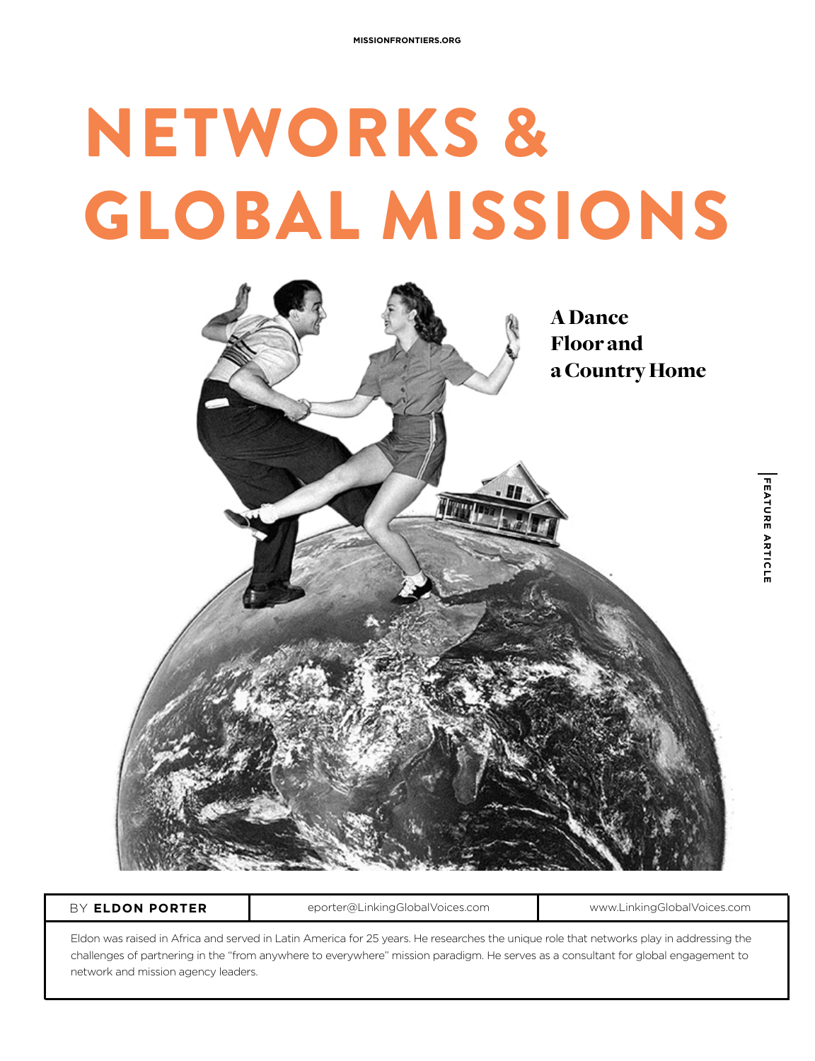# NETWORKS & GLOBAL MISSIONS

## A Dance Floor and a Country Home

FEATURE ARTICLE

| BY **ELDON PORTER** | eporter@LinkingGlobalVoices.com | www.LinkingGlobalVoices.com |
| --- | --- | --- |

Eldon was raised in Africa and served in Latin America for 25 years. He researches the unique role that networks play in addressing the challenges of partnering in the "from anywhere to everywhere" mission paradigm. He serves as a consultant for global engagement to network and mission agency leaders.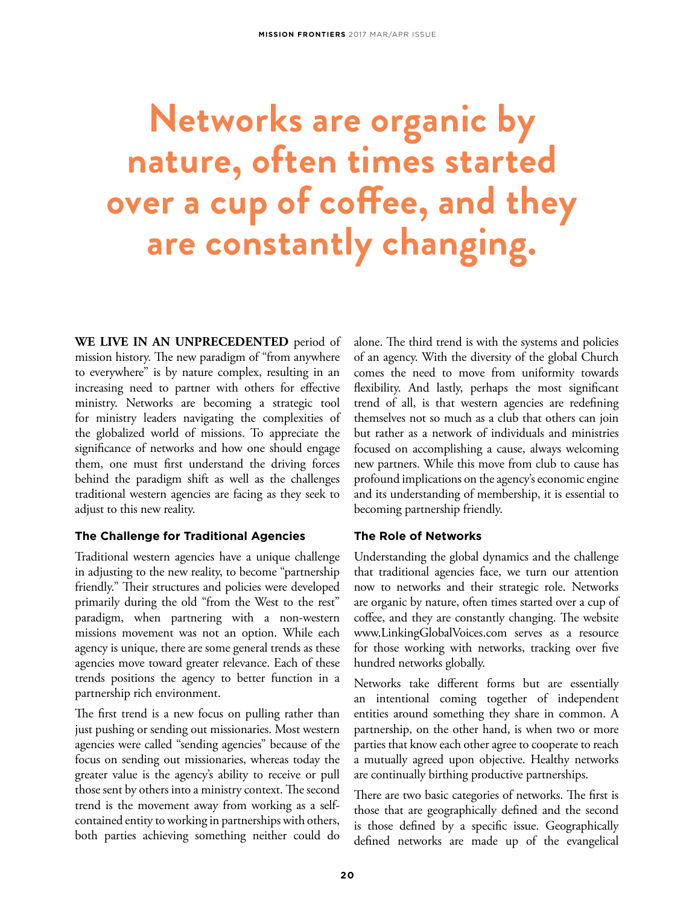# Networks are organic by nature, often times started over a cup of coffee, and they are constantly changing.

**WE LIVE IN AN UNPRECEDENTED** period of mission history. The new paradigm of "from anywhere to everywhere" is by nature complex, resulting in an increasing need to partner with others for effective ministry. Networks are becoming a strategic tool for ministry leaders navigating the complexities of the globalized world of missions. To appreciate the significance of networks and how one should engage them, one must first understand the driving forces behind the paradigm shift as well as the challenges traditional western agencies are facing as they seek to adjust to this new reality.

### The Challenge for Traditional Agencies

Traditional western agencies have a unique challenge in adjusting to the new reality, to become "partnership friendly." Their structures and policies were developed primarily during the old "from the West to the rest" paradigm, when partnering with a non-western missions movement was not an option. While each agency is unique, there are some general trends as these agencies move toward greater relevance. Each of these trends positions the agency to better function in a partnership rich environment.

The first trend is a new focus on pulling rather than just pushing or sending out missionaries. Most western agencies were called "sending agencies" because of the focus on sending out missionaries, whereas today the greater value is the agency's ability to receive or pull those sent by others into a ministry context. The second trend is the movement away from working as a self-contained entity to working in partnerships with others, both parties achieving something neither could do alone. The third trend is with the systems and policies of an agency. With the diversity of the global Church comes the need to move from uniformity towards flexibility. And lastly, perhaps the most significant trend of all, is that western agencies are redefining themselves not so much as a club that others can join but rather as a network of individuals and ministries focused on accomplishing a cause, always welcoming new partners. While this move from club to cause has profound implications on the agency's economic engine and its understanding of membership, it is essential to becoming partnership friendly.

### The Role of Networks

Understanding the global dynamics and the challenge that traditional agencies face, we turn our attention now to networks and their strategic role. Networks are organic by nature, often times started over a cup of coffee, and they are constantly changing. The website www.LinkingGlobalVoices.com serves as a resource for those working with networks, tracking over five hundred networks globally.

Networks take different forms but are essentially an intentional coming together of independent entities around something they share in common. A partnership, on the other hand, is when two or more parties that know each other agree to cooperate to reach a mutually agreed upon objective. Healthy networks are continually birthing productive partnerships.

There are two basic categories of networks. The first is those that are geographically defined and the second is those defined by a specific issue. Geographically defined networks are made up of the evangelical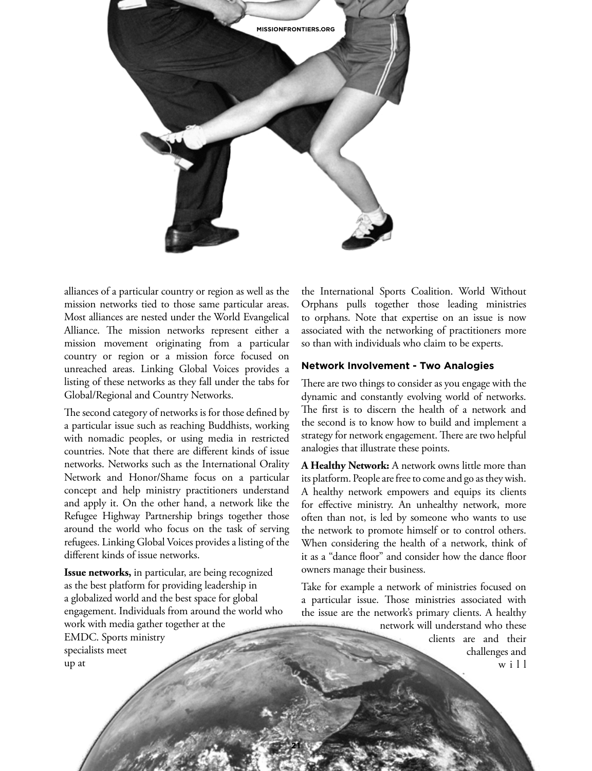alliances of a particular country or region as well as the mission networks tied to those same particular areas. Most alliances are nested under the World Evangelical Alliance. The mission networks represent either a mission movement originating from a particular country or region or a mission force focused on unreached areas. Linking Global Voices provides a listing of these networks as they fall under the tabs for Global/Regional and Country Networks.

The second category of networks is for those defined by a particular issue such as reaching Buddhists, working with nomadic peoples, or using media in restricted countries. Note that there are different kinds of issue networks. Networks such as the International Orality Network and Honor/Shame focus on a particular concept and help ministry practitioners understand and apply it. On the other hand, a network like the Refugee Highway Partnership brings together those around the world who focus on the task of serving refugees. Linking Global Voices provides a listing of the different kinds of issue networks.

**Issue networks,** in particular, are being recognized as the best platform for providing leadership in a globalized world and the best space for global engagement. Individuals from around the world who work with media gather together at the EMDC. Sports ministry specialists meet up at the International Sports Coalition. World Without Orphans pulls together those leading ministries to orphans. Note that expertise on an issue is now associated with the networking of practitioners more so than with individuals who claim to be experts.

### Network Involvement - Two Analogies

There are two things to consider as you engage with the dynamic and constantly evolving world of networks. The first is to discern the health of a network and the second is to know how to build and implement a strategy for network engagement. There are two helpful analogies that illustrate these points.

**A Healthy Network:** A network owns little more than its platform. People are free to come and go as they wish. A healthy network empowers and equips its clients for effective ministry. An unhealthy network, more often than not, is led by someone who wants to use the network to promote himself or to control others. When considering the health of a network, think of it as a "dance floor" and consider how the dance floor owners manage their business.

Take for example a network of ministries focused on a particular issue. Those ministries associated with the issue are the network's primary clients. A healthy network will understand who these clients are and their challenges and will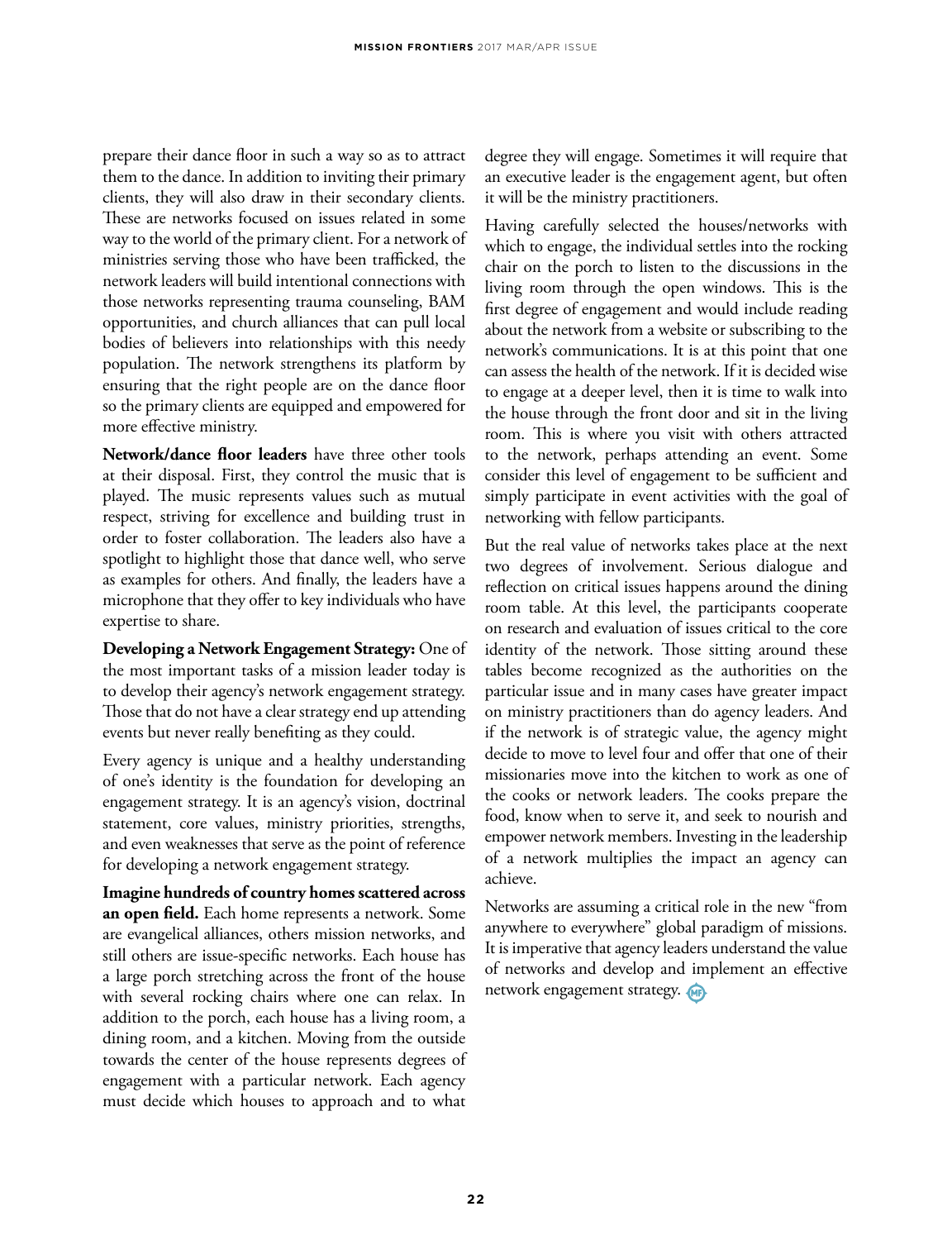prepare their dance floor in such a way so as to attract them to the dance. In addition to inviting their primary clients, they will also draw in their secondary clients. These are networks focused on issues related in some way to the world of the primary client. For a network of ministries serving those who have been trafficked, the network leaders will build intentional connections with those networks representing trauma counseling, BAM opportunities, and church alliances that can pull local bodies of believers into relationships with this needy population. The network strengthens its platform by ensuring that the right people are on the dance floor so the primary clients are equipped and empowered for more effective ministry.

**Network/dance floor leaders** have three other tools at their disposal. First, they control the music that is played. The music represents values such as mutual respect, striving for excellence and building trust in order to foster collaboration. The leaders also have a spotlight to highlight those that dance well, who serve as examples for others. And finally, the leaders have a microphone that they offer to key individuals who have expertise to share.

**Developing a Network Engagement Strategy:** One of the most important tasks of a mission leader today is to develop their agency's network engagement strategy. Those that do not have a clear strategy end up attending events but never really benefiting as they could.

Every agency is unique and a healthy understanding of one's identity is the foundation for developing an engagement strategy. It is an agency's vision, doctrinal statement, core values, ministry priorities, strengths, and even weaknesses that serve as the point of reference for developing a network engagement strategy.

**Imagine hundreds of country homes scattered across an open field.** Each home represents a network. Some are evangelical alliances, others mission networks, and still others are issue-specific networks. Each house has a large porch stretching across the front of the house with several rocking chairs where one can relax. In addition to the porch, each house has a living room, a dining room, and a kitchen. Moving from the outside towards the center of the house represents degrees of engagement with a particular network. Each agency must decide which houses to approach and to what degree they will engage. Sometimes it will require that an executive leader is the engagement agent, but often it will be the ministry practitioners.

Having carefully selected the houses/networks with which to engage, the individual settles into the rocking chair on the porch to listen to the discussions in the living room through the open windows. This is the first degree of engagement and would include reading about the network from a website or subscribing to the network's communications. It is at this point that one can assess the health of the network. If it is decided wise to engage at a deeper level, then it is time to walk into the house through the front door and sit in the living room. This is where you visit with others attracted to the network, perhaps attending an event. Some consider this level of engagement to be sufficient and simply participate in event activities with the goal of networking with fellow participants.

But the real value of networks takes place at the next two degrees of involvement. Serious dialogue and reflection on critical issues happens around the dining room table. At this level, the participants cooperate on research and evaluation of issues critical to the core identity of the network. Those sitting around these tables become recognized as the authorities on the particular issue and in many cases have greater impact on ministry practitioners than do agency leaders. And if the network is of strategic value, the agency might decide to move to level four and offer that one of their missionaries move into the kitchen to work as one of the cooks or network leaders. The cooks prepare the food, know when to serve it, and seek to nourish and empower network members. Investing in the leadership of a network multiplies the impact an agency can achieve.

Networks are assuming a critical role in the new "from anywhere to everywhere" global paradigm of missions. It is imperative that agency leaders understand the value of networks and develop and implement an effective network engagement strategy.